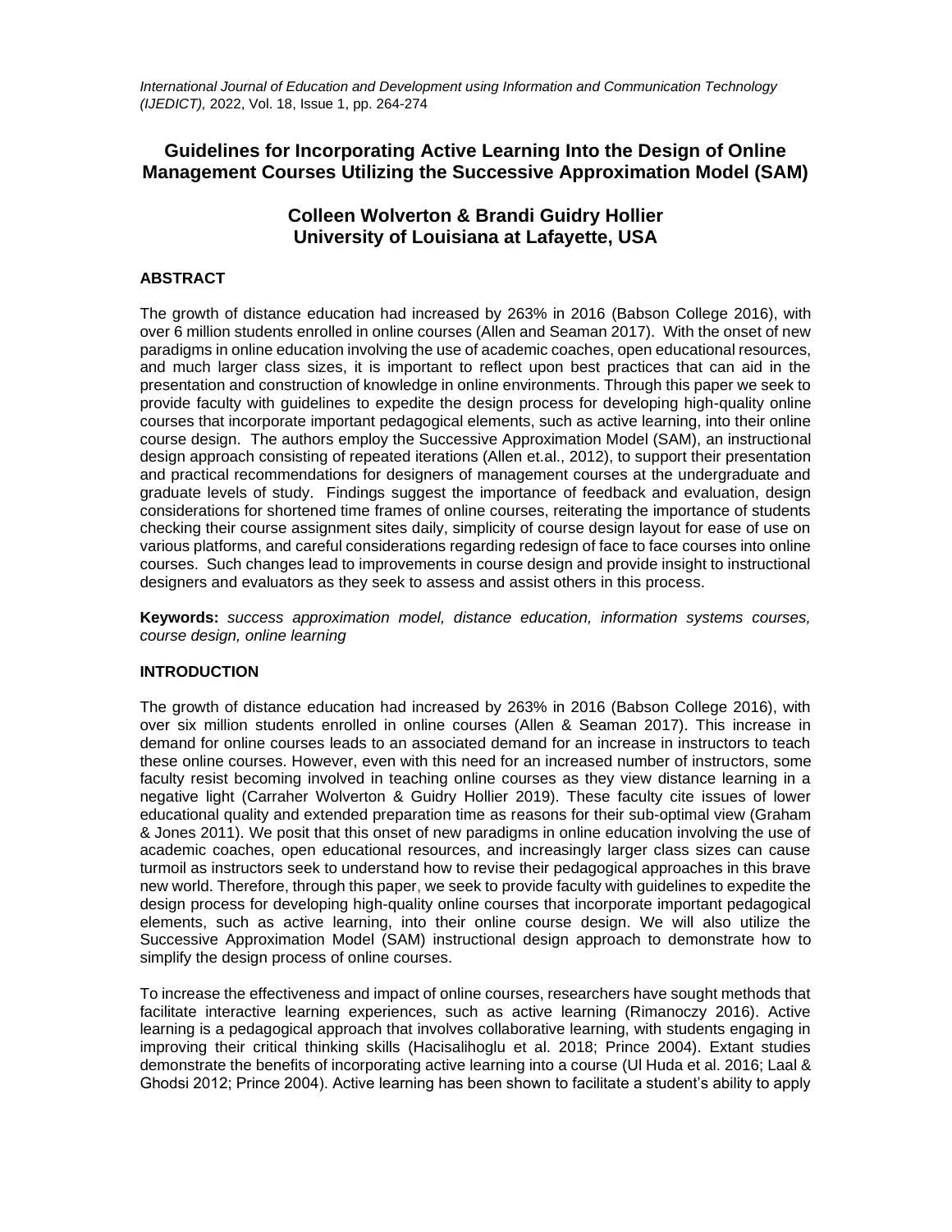# Guidelines for Incorporating Active Learning Into the Design of Online Management Courses Utilizing the Successive Approximation Model (SAM)

## Colleen Wolverton & Brandi Guidry Hollier
## University of Louisiana at Lafayette, USA

### ABSTRACT

The growth of distance education had increased by 263% in 2016 (Babson College 2016), with over 6 million students enrolled in online courses (Allen and Seaman 2017). With the onset of new paradigms in online education involving the use of academic coaches, open educational resources, and much larger class sizes, it is important to reflect upon best practices that can aid in the presentation and construction of knowledge in online environments. Through this paper we seek to provide faculty with guidelines to expedite the design process for developing high-quality online courses that incorporate important pedagogical elements, such as active learning, into their online course design. The authors employ the Successive Approximation Model (SAM), an instructional design approach consisting of repeated iterations (Allen et.al., 2012), to support their presentation and practical recommendations for designers of management courses at the undergraduate and graduate levels of study. Findings suggest the importance of feedback and evaluation, design considerations for shortened time frames of online courses, reiterating the importance of students checking their course assignment sites daily, simplicity of course design layout for ease of use on various platforms, and careful considerations regarding redesign of face to face courses into online courses. Such changes lead to improvements in course design and provide insight to instructional designers and evaluators as they seek to assess and assist others in this process.

**Keywords:** *success approximation model, distance education, information systems courses, course design, online learning*

### INTRODUCTION

The growth of distance education had increased by 263% in 2016 (Babson College 2016), with over six million students enrolled in online courses (Allen & Seaman 2017). This increase in demand for online courses leads to an associated demand for an increase in instructors to teach these online courses. However, even with this need for an increased number of instructors, some faculty resist becoming involved in teaching online courses as they view distance learning in a negative light (Carraher Wolverton & Guidry Hollier 2019). These faculty cite issues of lower educational quality and extended preparation time as reasons for their sub-optimal view (Graham & Jones 2011). We posit that this onset of new paradigms in online education involving the use of academic coaches, open educational resources, and increasingly larger class sizes can cause turmoil as instructors seek to understand how to revise their pedagogical approaches in this brave new world. Therefore, through this paper, we seek to provide faculty with guidelines to expedite the design process for developing high-quality online courses that incorporate important pedagogical elements, such as active learning, into their online course design. We will also utilize the Successive Approximation Model (SAM) instructional design approach to demonstrate how to simplify the design process of online courses.

To increase the effectiveness and impact of online courses, researchers have sought methods that facilitate interactive learning experiences, such as active learning (Rimanoczy 2016). Active learning is a pedagogical approach that involves collaborative learning, with students engaging in improving their critical thinking skills (Hacisalihoglu et al. 2018; Prince 2004). Extant studies demonstrate the benefits of incorporating active learning into a course (Ul Huda et al. 2016; Laal & Ghodsi 2012; Prince 2004). Active learning has been shown to facilitate a student's ability to apply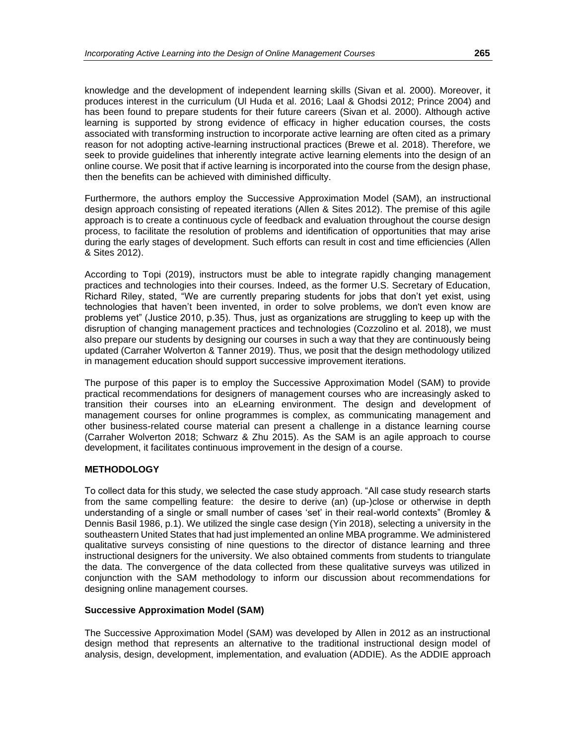knowledge and the development of independent learning skills (Sivan et al. 2000). Moreover, it produces interest in the curriculum (Ul Huda et al. 2016; Laal & Ghodsi 2012; Prince 2004) and has been found to prepare students for their future careers (Sivan et al. 2000). Although active learning is supported by strong evidence of efficacy in higher education courses, the costs associated with transforming instruction to incorporate active learning are often cited as a primary reason for not adopting active-learning instructional practices (Brewe et al. 2018). Therefore, we seek to provide guidelines that inherently integrate active learning elements into the design of an online course. We posit that if active learning is incorporated into the course from the design phase, then the benefits can be achieved with diminished difficulty.

Furthermore, the authors employ the Successive Approximation Model (SAM), an instructional design approach consisting of repeated iterations (Allen & Sites 2012). The premise of this agile approach is to create a continuous cycle of feedback and evaluation throughout the course design process, to facilitate the resolution of problems and identification of opportunities that may arise during the early stages of development. Such efforts can result in cost and time efficiencies (Allen & Sites 2012).

According to Topi (2019), instructors must be able to integrate rapidly changing management practices and technologies into their courses. Indeed, as the former U.S. Secretary of Education, Richard Riley, stated, "We are currently preparing students for jobs that don't yet exist, using technologies that haven't been invented, in order to solve problems, we don't even know are problems yet" (Justice 2010, p.35). Thus, just as organizations are struggling to keep up with the disruption of changing management practices and technologies (Cozzolino et al. 2018), we must also prepare our students by designing our courses in such a way that they are continuously being updated (Carraher Wolverton & Tanner 2019). Thus, we posit that the design methodology utilized in management education should support successive improvement iterations.

The purpose of this paper is to employ the Successive Approximation Model (SAM) to provide practical recommendations for designers of management courses who are increasingly asked to transition their courses into an eLearning environment. The design and development of management courses for online programmes is complex, as communicating management and other business-related course material can present a challenge in a distance learning course (Carraher Wolverton 2018; Schwarz & Zhu 2015). As the SAM is an agile approach to course development, it facilitates continuous improvement in the design of a course.

## METHODOLOGY

To collect data for this study, we selected the case study approach. "All case study research starts from the same compelling feature: the desire to derive (an) (up-)close or otherwise in depth understanding of a single or small number of cases 'set' in their real-world contexts" (Bromley & Dennis Basil 1986, p.1). We utilized the single case design (Yin 2018), selecting a university in the southeastern United States that had just implemented an online MBA programme. We administered qualitative surveys consisting of nine questions to the director of distance learning and three instructional designers for the university. We also obtained comments from students to triangulate the data. The convergence of the data collected from these qualitative surveys was utilized in conjunction with the SAM methodology to inform our discussion about recommendations for designing online management courses.

### Successive Approximation Model (SAM)

The Successive Approximation Model (SAM) was developed by Allen in 2012 as an instructional design method that represents an alternative to the traditional instructional design model of analysis, design, development, implementation, and evaluation (ADDIE). As the ADDIE approach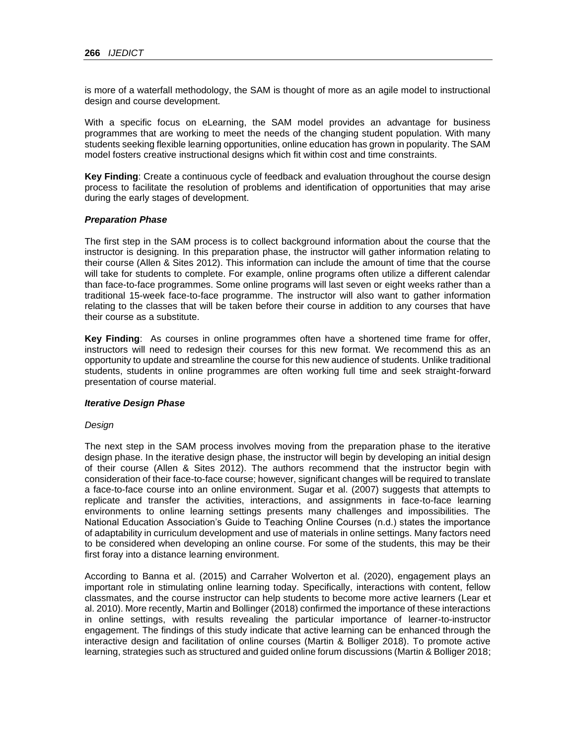is more of a waterfall methodology, the SAM is thought of more as an agile model to instructional design and course development.

With a specific focus on eLearning, the SAM model provides an advantage for business programmes that are working to meet the needs of the changing student population. With many students seeking flexible learning opportunities, online education has grown in popularity. The SAM model fosters creative instructional designs which fit within cost and time constraints.

**Key Finding**: Create a continuous cycle of feedback and evaluation throughout the course design process to facilitate the resolution of problems and identification of opportunities that may arise during the early stages of development.

### *Preparation Phase*

The first step in the SAM process is to collect background information about the course that the instructor is designing. In this preparation phase, the instructor will gather information relating to their course (Allen & Sites 2012). This information can include the amount of time that the course will take for students to complete. For example, online programs often utilize a different calendar than face-to-face programmes. Some online programs will last seven or eight weeks rather than a traditional 15-week face-to-face programme. The instructor will also want to gather information relating to the classes that will be taken before their course in addition to any courses that have their course as a substitute.

**Key Finding**: As courses in online programmes often have a shortened time frame for offer, instructors will need to redesign their courses for this new format. We recommend this as an opportunity to update and streamline the course for this new audience of students. Unlike traditional students, students in online programmes are often working full time and seek straight-forward presentation of course material.

### *Iterative Design Phase*

*Design*

The next step in the SAM process involves moving from the preparation phase to the iterative design phase. In the iterative design phase, the instructor will begin by developing an initial design of their course (Allen & Sites 2012). The authors recommend that the instructor begin with consideration of their face-to-face course; however, significant changes will be required to translate a face-to-face course into an online environment. Sugar et al. (2007) suggests that attempts to replicate and transfer the activities, interactions, and assignments in face-to-face learning environments to online learning settings presents many challenges and impossibilities. The National Education Association's Guide to Teaching Online Courses (n.d.) states the importance of adaptability in curriculum development and use of materials in online settings. Many factors need to be considered when developing an online course. For some of the students, this may be their first foray into a distance learning environment.

According to Banna et al. (2015) and Carraher Wolverton et al. (2020), engagement plays an important role in stimulating online learning today. Specifically, interactions with content, fellow classmates, and the course instructor can help students to become more active learners (Lear et al. 2010). More recently, Martin and Bollinger (2018) confirmed the importance of these interactions in online settings, with results revealing the particular importance of learner-to-instructor engagement. The findings of this study indicate that active learning can be enhanced through the interactive design and facilitation of online courses (Martin & Bolliger 2018). To promote active learning, strategies such as structured and guided online forum discussions (Martin & Bolliger 2018;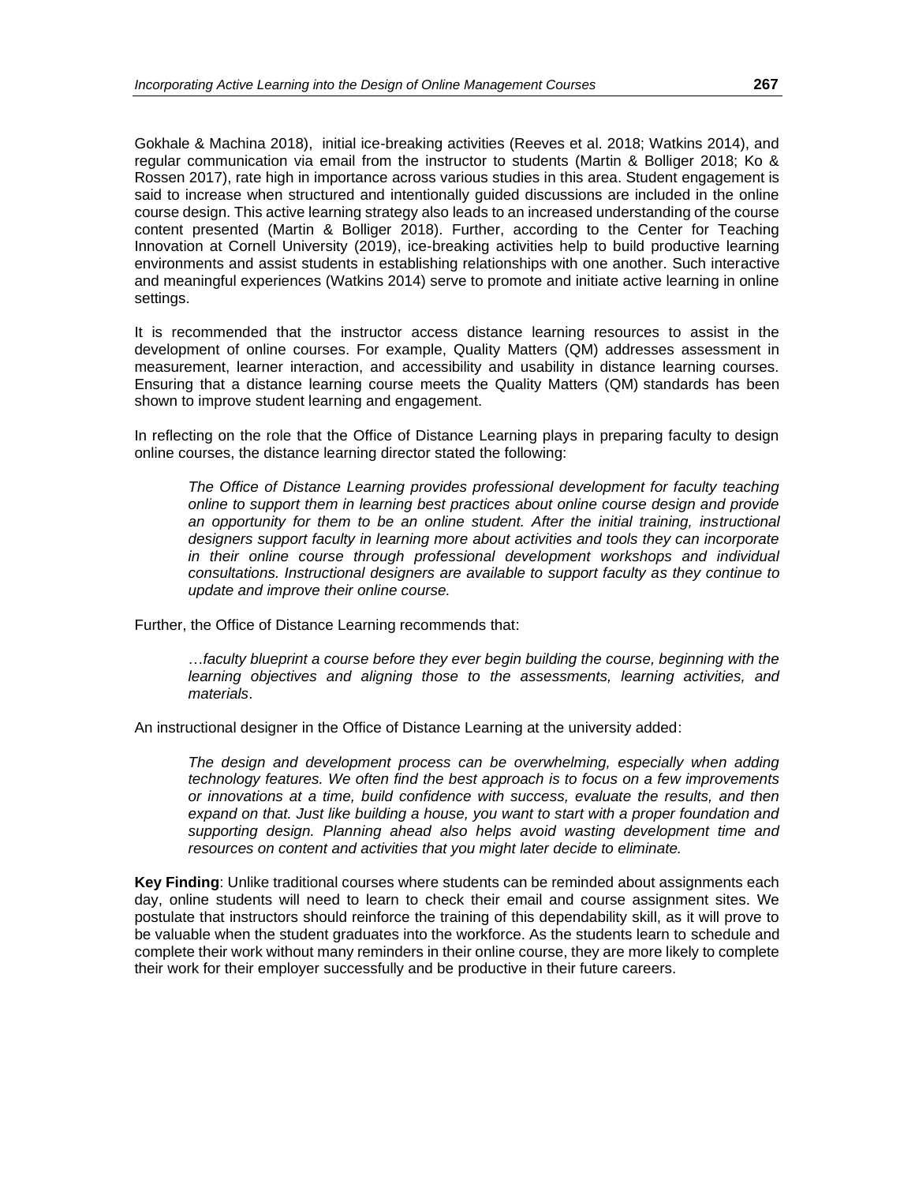Gokhale & Machina 2018), initial ice-breaking activities (Reeves et al. 2018; Watkins 2014), and regular communication via email from the instructor to students (Martin & Bolliger 2018; Ko & Rossen 2017), rate high in importance across various studies in this area. Student engagement is said to increase when structured and intentionally guided discussions are included in the online course design. This active learning strategy also leads to an increased understanding of the course content presented (Martin & Bolliger 2018). Further, according to the Center for Teaching Innovation at Cornell University (2019), ice-breaking activities help to build productive learning environments and assist students in establishing relationships with one another. Such interactive and meaningful experiences (Watkins 2014) serve to promote and initiate active learning in online settings.

It is recommended that the instructor access distance learning resources to assist in the development of online courses. For example, Quality Matters (QM) addresses assessment in measurement, learner interaction, and accessibility and usability in distance learning courses. Ensuring that a distance learning course meets the Quality Matters (QM) standards has been shown to improve student learning and engagement.

In reflecting on the role that the Office of Distance Learning plays in preparing faculty to design online courses, the distance learning director stated the following:

> *The Office of Distance Learning provides professional development for faculty teaching online to support them in learning best practices about online course design and provide an opportunity for them to be an online student. After the initial training, instructional designers support faculty in learning more about activities and tools they can incorporate in their online course through professional development workshops and individual consultations. Instructional designers are available to support faculty as they continue to update and improve their online course.*

Further, the Office of Distance Learning recommends that:

> *…faculty blueprint a course before they ever begin building the course, beginning with the learning objectives and aligning those to the assessments, learning activities, and materials*.

An instructional designer in the Office of Distance Learning at the university added:

> *The design and development process can be overwhelming, especially when adding technology features. We often find the best approach is to focus on a few improvements or innovations at a time, build confidence with success, evaluate the results, and then expand on that. Just like building a house, you want to start with a proper foundation and supporting design. Planning ahead also helps avoid wasting development time and resources on content and activities that you might later decide to eliminate.*

**Key Finding**: Unlike traditional courses where students can be reminded about assignments each day, online students will need to learn to check their email and course assignment sites. We postulate that instructors should reinforce the training of this dependability skill, as it will prove to be valuable when the student graduates into the workforce. As the students learn to schedule and complete their work without many reminders in their online course, they are more likely to complete their work for their employer successfully and be productive in their future careers.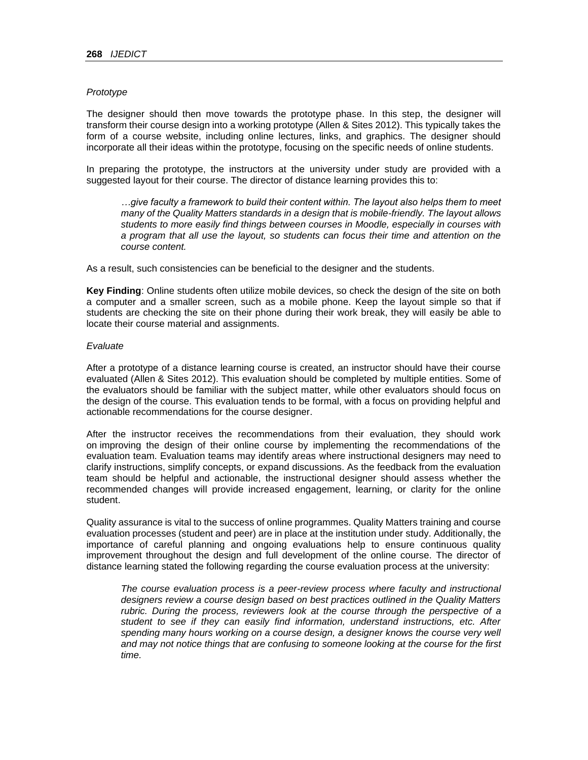*Prototype*

The designer should then move towards the prototype phase. In this step, the designer will transform their course design into a working prototype (Allen & Sites 2012). This typically takes the form of a course website, including online lectures, links, and graphics. The designer should incorporate all their ideas within the prototype, focusing on the specific needs of online students.

In preparing the prototype, the instructors at the university under study are provided with a suggested layout for their course. The director of distance learning provides this to:

> *…give faculty a framework to build their content within. The layout also helps them to meet many of the Quality Matters standards in a design that is mobile-friendly. The layout allows students to more easily find things between courses in Moodle, especially in courses with a program that all use the layout, so students can focus their time and attention on the course content.*

As a result, such consistencies can be beneficial to the designer and the students.

**Key Finding**: Online students often utilize mobile devices, so check the design of the site on both a computer and a smaller screen, such as a mobile phone. Keep the layout simple so that if students are checking the site on their phone during their work break, they will easily be able to locate their course material and assignments.

*Evaluate*

After a prototype of a distance learning course is created, an instructor should have their course evaluated (Allen & Sites 2012). This evaluation should be completed by multiple entities. Some of the evaluators should be familiar with the subject matter, while other evaluators should focus on the design of the course. This evaluation tends to be formal, with a focus on providing helpful and actionable recommendations for the course designer.

After the instructor receives the recommendations from their evaluation, they should work on improving the design of their online course by implementing the recommendations of the evaluation team. Evaluation teams may identify areas where instructional designers may need to clarify instructions, simplify concepts, or expand discussions. As the feedback from the evaluation team should be helpful and actionable, the instructional designer should assess whether the recommended changes will provide increased engagement, learning, or clarity for the online student.

Quality assurance is vital to the success of online programmes. Quality Matters training and course evaluation processes (student and peer) are in place at the institution under study. Additionally, the importance of careful planning and ongoing evaluations help to ensure continuous quality improvement throughout the design and full development of the online course. The director of distance learning stated the following regarding the course evaluation process at the university:

> *The course evaluation process is a peer-review process where faculty and instructional designers review a course design based on best practices outlined in the Quality Matters rubric. During the process, reviewers look at the course through the perspective of a student to see if they can easily find information, understand instructions, etc. After spending many hours working on a course design, a designer knows the course very well and may not notice things that are confusing to someone looking at the course for the first time.*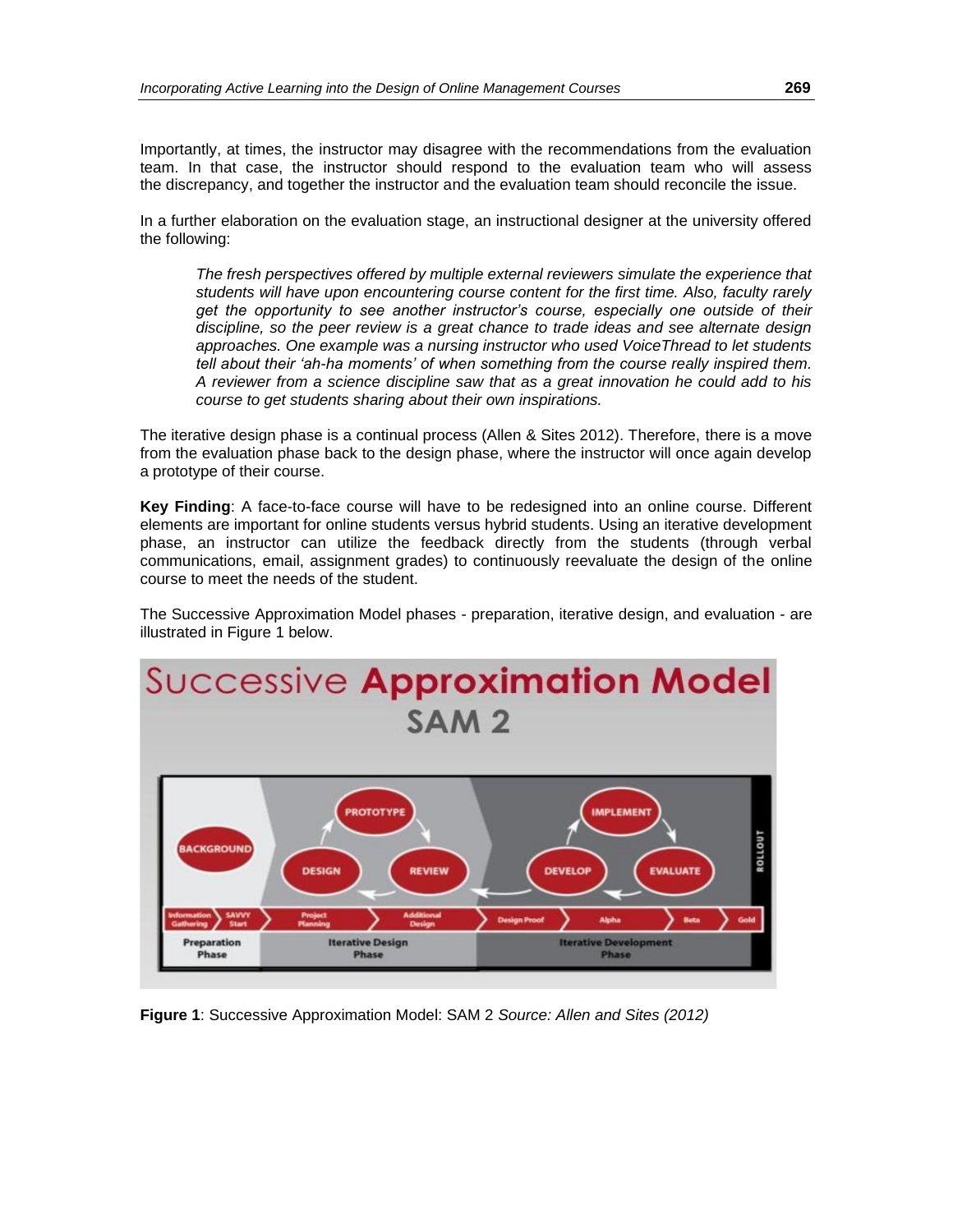Importantly, at times, the instructor may disagree with the recommendations from the evaluation team. In that case, the instructor should respond to the evaluation team who will assess the discrepancy, and together the instructor and the evaluation team should reconcile the issue.

In a further elaboration on the evaluation stage, an instructional designer at the university offered the following:

> *The fresh perspectives offered by multiple external reviewers simulate the experience that students will have upon encountering course content for the first time. Also, faculty rarely get the opportunity to see another instructor's course, especially one outside of their discipline, so the peer review is a great chance to trade ideas and see alternate design approaches. One example was a nursing instructor who used VoiceThread to let students tell about their 'ah-ha moments' of when something from the course really inspired them. A reviewer from a science discipline saw that as a great innovation he could add to his course to get students sharing about their own inspirations.*

The iterative design phase is a continual process (Allen & Sites 2012). Therefore, there is a move from the evaluation phase back to the design phase, where the instructor will once again develop a prototype of their course.

**Key Finding**: A face-to-face course will have to be redesigned into an online course. Different elements are important for online students versus hybrid students. Using an iterative development phase, an instructor can utilize the feedback directly from the students (through verbal communications, email, assignment grades) to continuously reevaluate the design of the online course to meet the needs of the student.

The Successive Approximation Model phases - preparation, iterative design, and evaluation - are illustrated in Figure 1 below.

**Figure 1**: Successive Approximation Model: SAM 2 *Source: Allen and Sites (2012)*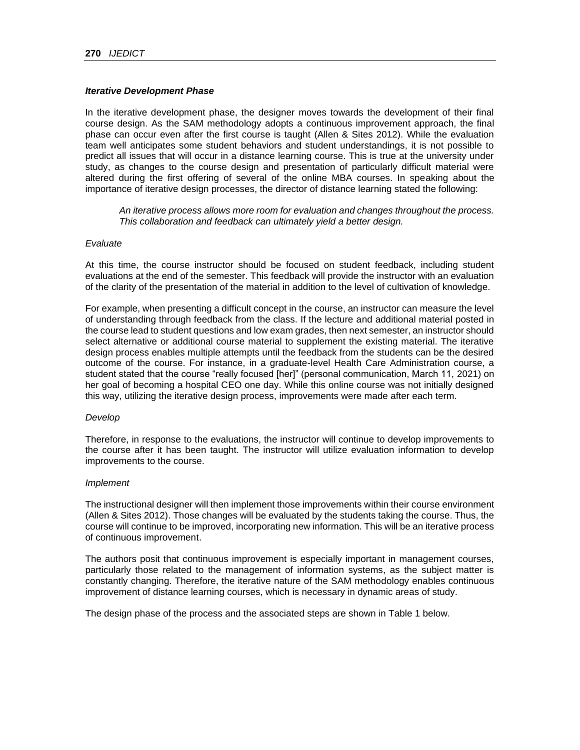***Iterative Development Phase***

In the iterative development phase, the designer moves towards the development of their final course design. As the SAM methodology adopts a continuous improvement approach, the final phase can occur even after the first course is taught (Allen & Sites 2012). While the evaluation team well anticipates some student behaviors and student understandings, it is not possible to predict all issues that will occur in a distance learning course. This is true at the university under study, as changes to the course design and presentation of particularly difficult material were altered during the first offering of several of the online MBA courses. In speaking about the importance of iterative design processes, the director of distance learning stated the following:

> *An iterative process allows more room for evaluation and changes throughout the process. This collaboration and feedback can ultimately yield a better design.*

*Evaluate*

At this time, the course instructor should be focused on student feedback, including student evaluations at the end of the semester. This feedback will provide the instructor with an evaluation of the clarity of the presentation of the material in addition to the level of cultivation of knowledge.

For example, when presenting a difficult concept in the course, an instructor can measure the level of understanding through feedback from the class. If the lecture and additional material posted in the course lead to student questions and low exam grades, then next semester, an instructor should select alternative or additional course material to supplement the existing material. The iterative design process enables multiple attempts until the feedback from the students can be the desired outcome of the course. For instance, in a graduate-level Health Care Administration course, a student stated that the course "really focused [her]" (personal communication, March 11, 2021) on her goal of becoming a hospital CEO one day. While this online course was not initially designed this way, utilizing the iterative design process, improvements were made after each term.

*Develop*

Therefore, in response to the evaluations, the instructor will continue to develop improvements to the course after it has been taught. The instructor will utilize evaluation information to develop improvements to the course.

*Implement*

The instructional designer will then implement those improvements within their course environment (Allen & Sites 2012). Those changes will be evaluated by the students taking the course. Thus, the course will continue to be improved, incorporating new information. This will be an iterative process of continuous improvement.

The authors posit that continuous improvement is especially important in management courses, particularly those related to the management of information systems, as the subject matter is constantly changing. Therefore, the iterative nature of the SAM methodology enables continuous improvement of distance learning courses, which is necessary in dynamic areas of study.

The design phase of the process and the associated steps are shown in Table 1 below.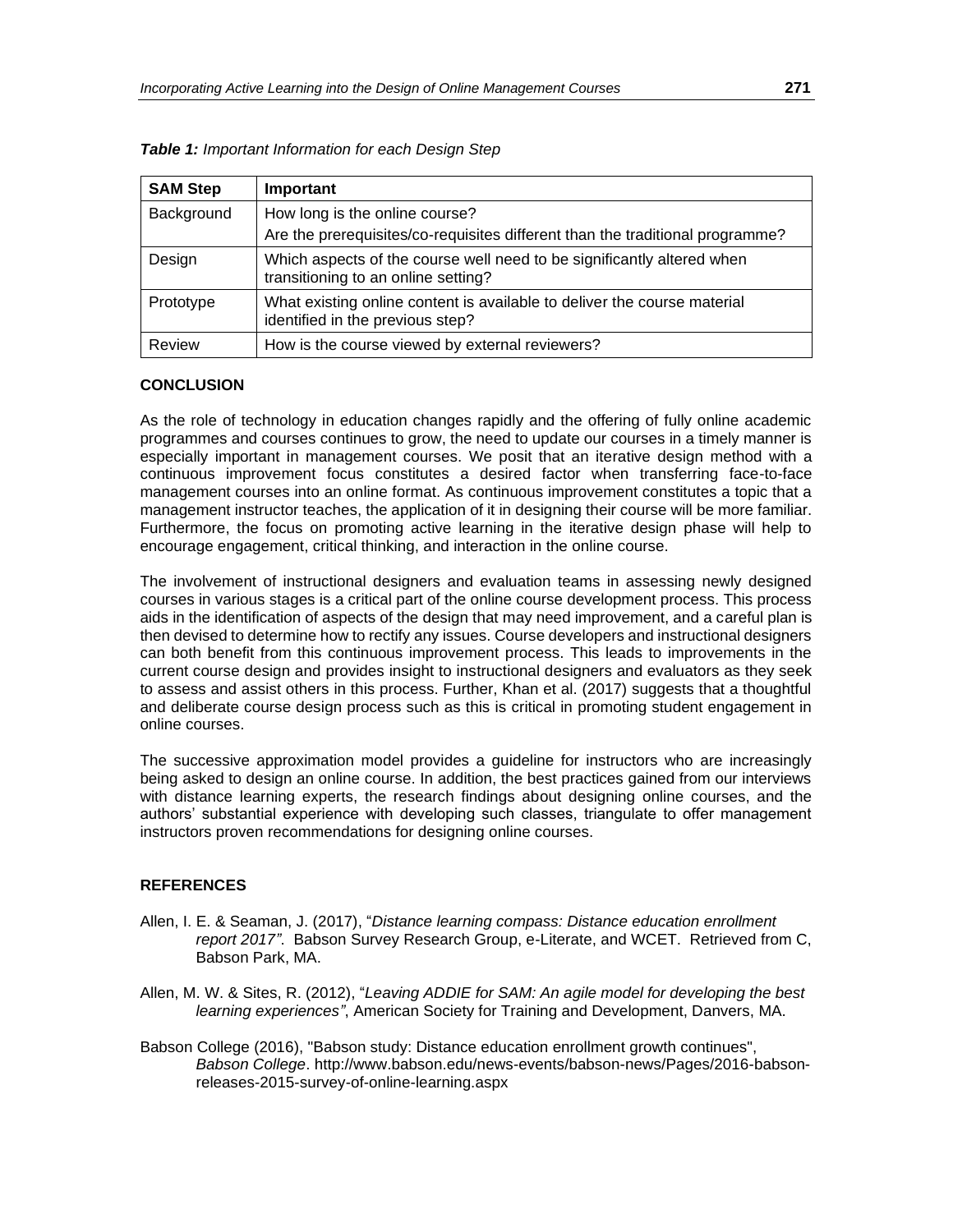***Table 1:*** *Important Information for each Design Step*

| SAM Step | Important |
|---|---|
| Background | How long is the online course? Are the prerequisites/co-requisites different than the traditional programme? |
| Design | Which aspects of the course well need to be significantly altered when transitioning to an online setting? |
| Prototype | What existing online content is available to deliver the course material identified in the previous step? |
| Review | How is the course viewed by external reviewers? |

## CONCLUSION

As the role of technology in education changes rapidly and the offering of fully online academic programmes and courses continues to grow, the need to update our courses in a timely manner is especially important in management courses. We posit that an iterative design method with a continuous improvement focus constitutes a desired factor when transferring face-to-face management courses into an online format. As continuous improvement constitutes a topic that a management instructor teaches, the application of it in designing their course will be more familiar. Furthermore, the focus on promoting active learning in the iterative design phase will help to encourage engagement, critical thinking, and interaction in the online course.

The involvement of instructional designers and evaluation teams in assessing newly designed courses in various stages is a critical part of the online course development process. This process aids in the identification of aspects of the design that may need improvement, and a careful plan is then devised to determine how to rectify any issues. Course developers and instructional designers can both benefit from this continuous improvement process. This leads to improvements in the current course design and provides insight to instructional designers and evaluators as they seek to assess and assist others in this process. Further, Khan et al. (2017) suggests that a thoughtful and deliberate course design process such as this is critical in promoting student engagement in online courses.

The successive approximation model provides a guideline for instructors who are increasingly being asked to design an online course. In addition, the best practices gained from our interviews with distance learning experts, the research findings about designing online courses, and the authors' substantial experience with developing such classes, triangulate to offer management instructors proven recommendations for designing online courses.

## REFERENCES

Allen, I. E. & Seaman, J. (2017), "*Distance learning compass: Distance education enrollment report 2017"*. Babson Survey Research Group, e-Literate, and WCET. Retrieved from C, Babson Park, MA.

Allen, M. W. & Sites, R. (2012), "*Leaving ADDIE for SAM: An agile model for developing the best learning experiences"*, American Society for Training and Development, Danvers, MA.

Babson College (2016), "Babson study: Distance education enrollment growth continues", *Babson College*. http://www.babson.edu/news-events/babson-news/Pages/2016-babson-releases-2015-survey-of-online-learning.aspx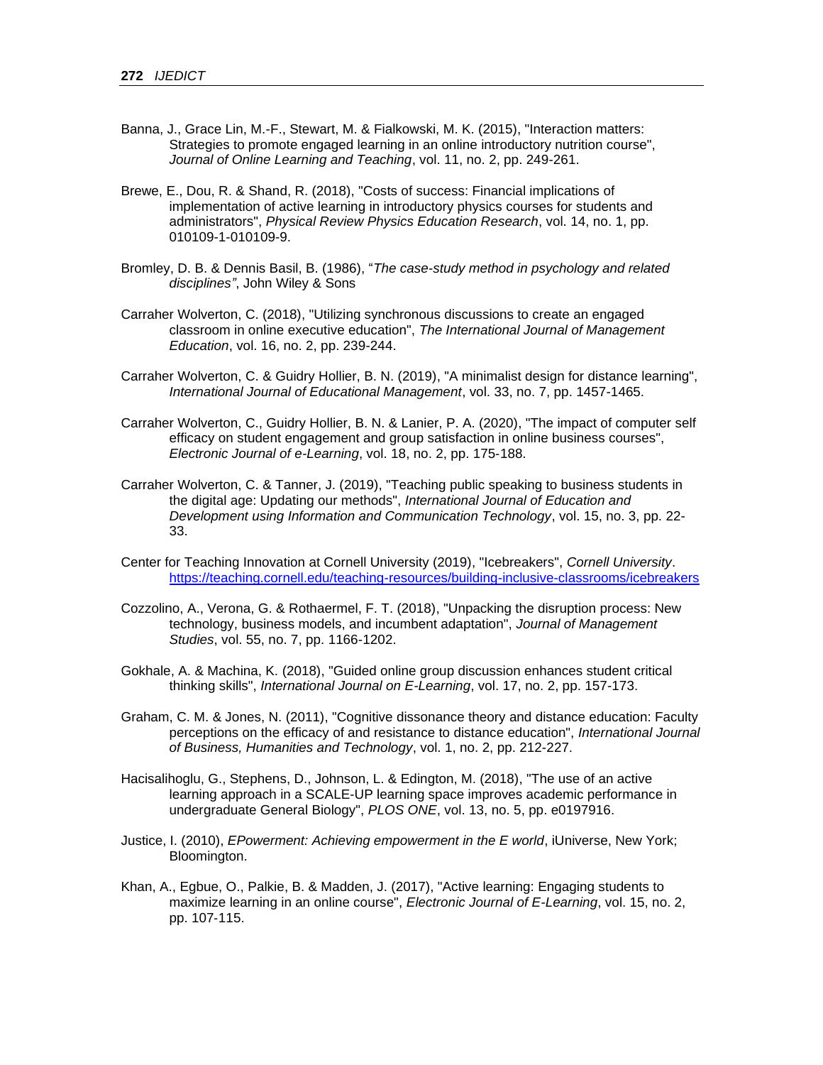Banna, J., Grace Lin, M.-F., Stewart, M. & Fialkowski, M. K. (2015), "Interaction matters: Strategies to promote engaged learning in an online introductory nutrition course", *Journal of Online Learning and Teaching*, vol. 11, no. 2, pp. 249-261.

Brewe, E., Dou, R. & Shand, R. (2018), "Costs of success: Financial implications of implementation of active learning in introductory physics courses for students and administrators", *Physical Review Physics Education Research*, vol. 14, no. 1, pp. 010109-1-010109-9.

Bromley, D. B. & Dennis Basil, B. (1986), "*The case-study method in psychology and related disciplines"*, John Wiley & Sons

Carraher Wolverton, C. (2018), "Utilizing synchronous discussions to create an engaged classroom in online executive education", *The International Journal of Management Education*, vol. 16, no. 2, pp. 239-244.

Carraher Wolverton, C. & Guidry Hollier, B. N. (2019), "A minimalist design for distance learning", *International Journal of Educational Management*, vol. 33, no. 7, pp. 1457-1465.

Carraher Wolverton, C., Guidry Hollier, B. N. & Lanier, P. A. (2020), "The impact of computer self efficacy on student engagement and group satisfaction in online business courses", *Electronic Journal of e-Learning*, vol. 18, no. 2, pp. 175-188.

Carraher Wolverton, C. & Tanner, J. (2019), "Teaching public speaking to business students in the digital age: Updating our methods", *International Journal of Education and Development using Information and Communication Technology*, vol. 15, no. 3, pp. 22-33.

Center for Teaching Innovation at Cornell University (2019), "Icebreakers", *Cornell University*. https://teaching.cornell.edu/teaching-resources/building-inclusive-classrooms/icebreakers

Cozzolino, A., Verona, G. & Rothaermel, F. T. (2018), "Unpacking the disruption process: New technology, business models, and incumbent adaptation", *Journal of Management Studies*, vol. 55, no. 7, pp. 1166-1202.

Gokhale, A. & Machina, K. (2018), "Guided online group discussion enhances student critical thinking skills", *International Journal on E-Learning*, vol. 17, no. 2, pp. 157-173.

Graham, C. M. & Jones, N. (2011), "Cognitive dissonance theory and distance education: Faculty perceptions on the efficacy of and resistance to distance education", *International Journal of Business, Humanities and Technology*, vol. 1, no. 2, pp. 212-227.

Hacisalihoglu, G., Stephens, D., Johnson, L. & Edington, M. (2018), "The use of an active learning approach in a SCALE-UP learning space improves academic performance in undergraduate General Biology", *PLOS ONE*, vol. 13, no. 5, pp. e0197916.

Justice, I. (2010), *EPowerment: Achieving empowerment in the E world*, iUniverse, New York; Bloomington.

Khan, A., Egbue, O., Palkie, B. & Madden, J. (2017), "Active learning: Engaging students to maximize learning in an online course", *Electronic Journal of E-Learning*, vol. 15, no. 2, pp. 107-115.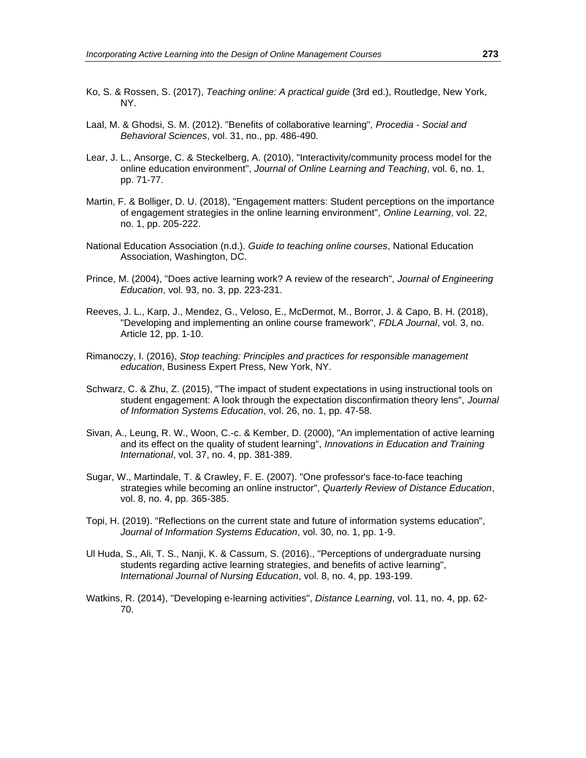Ko, S. & Rossen, S. (2017), *Teaching online: A practical guide* (3rd ed.), Routledge, New York, NY.

Laal, M. & Ghodsi, S. M. (2012). "Benefits of collaborative learning", *Procedia - Social and Behavioral Sciences*, vol. 31, no., pp. 486-490.

Lear, J. L., Ansorge, C. & Steckelberg, A. (2010), "Interactivity/community process model for the online education environment", *Journal of Online Learning and Teaching*, vol. 6, no. 1, pp. 71-77.

Martin, F. & Bolliger, D. U. (2018), "Engagement matters: Student perceptions on the importance of engagement strategies in the online learning environment", *Online Learning*, vol. 22, no. 1, pp. 205-222.

National Education Association (n.d.). *Guide to teaching online courses*, National Education Association, Washington, DC.

Prince, M. (2004), "Does active learning work? A review of the research", *Journal of Engineering Education*, vol. 93, no. 3, pp. 223-231.

Reeves, J. L., Karp, J., Mendez, G., Veloso, E., McDermot, M., Borror, J. & Capo, B. H. (2018), "Developing and implementing an online course framework", *FDLA Journal*, vol. 3, no. Article 12, pp. 1-10.

Rimanoczy, I. (2016), *Stop teaching: Principles and practices for responsible management education*, Business Expert Press, New York, NY.

Schwarz, C. & Zhu, Z. (2015), "The impact of student expectations in using instructional tools on student engagement: A look through the expectation disconfirmation theory lens", *Journal of Information Systems Education*, vol. 26, no. 1, pp. 47-58.

Sivan, A., Leung, R. W., Woon, C.-c. & Kember, D. (2000), "An implementation of active learning and its effect on the quality of student learning", *Innovations in Education and Training International*, vol. 37, no. 4, pp. 381-389.

Sugar, W., Martindale, T. & Crawley, F. E. (2007). "One professor's face-to-face teaching strategies while becoming an online instructor", *Quarterly Review of Distance Education*, vol. 8, no. 4, pp. 365-385.

Topi, H. (2019). "Reflections on the current state and future of information systems education", *Journal of Information Systems Education*, vol. 30, no. 1, pp. 1-9.

Ul Huda, S., Ali, T. S., Nanji, K. & Cassum, S. (2016)., "Perceptions of undergraduate nursing students regarding active learning strategies, and benefits of active learning", *International Journal of Nursing Education*, vol. 8, no. 4, pp. 193-199.

Watkins, R. (2014), "Developing e-learning activities", *Distance Learning*, vol. 11, no. 4, pp. 62-70.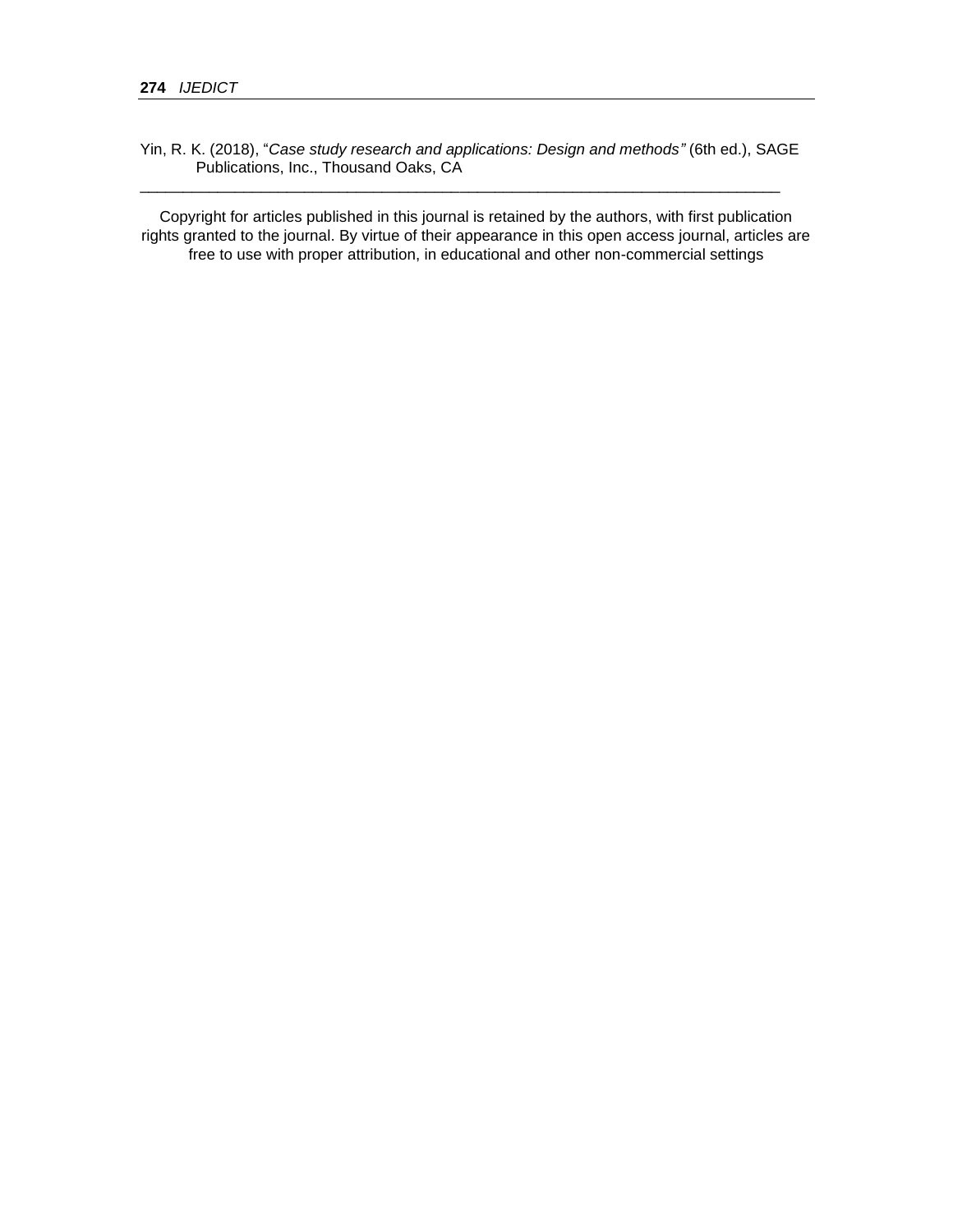Yin, R. K. (2018), "*Case study research and applications: Design and methods"* (6th ed.), SAGE Publications, Inc., Thousand Oaks, CA

---

Copyright for articles published in this journal is retained by the authors, with first publication rights granted to the journal. By virtue of their appearance in this open access journal, articles are free to use with proper attribution, in educational and other non-commercial settings